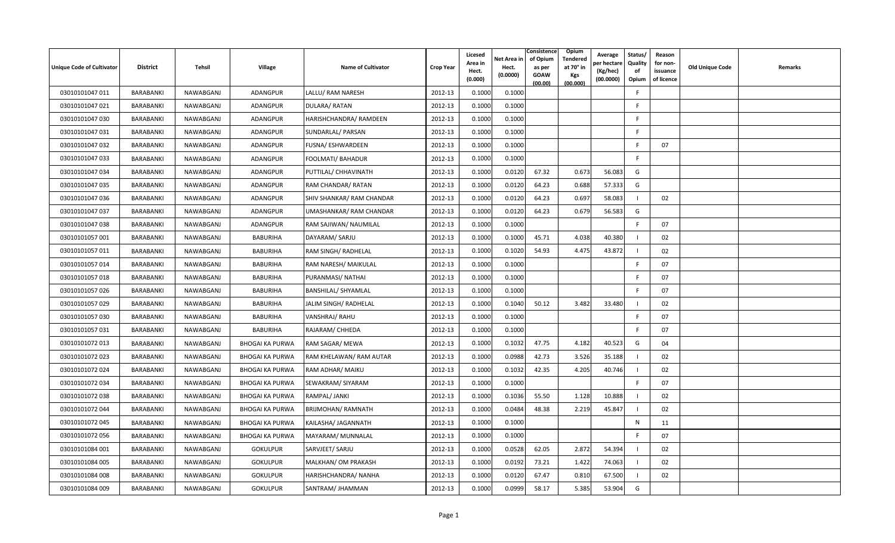| Unique Code of Cultivator | District | Tehsil | Village | Name of Cultivator | Crop Year | Licesed Area in Hect. (0.000) | Net Area in Hect. (0.0000) | Consistence of Opium as per GOAW (00.00) | Opium Tendered at 70° in Kgs (00.000) | Average per hectare (Kg/hec) (00.0000) | Status/ Quality of Opium | Reason for non-issuance of licence | Old Unique Code | Remarks |
|---|---|---|---|---|---|---|---|---|---|---|---|---|---|---|
| 03010101047 011 | BARABANKI | NAWABGANJ | ADANGPUR | LALLU/ RAM NARESH | 2012-13 | 0.1000 | 0.1000 | | | | F | | | |
| 03010101047 021 | BARABANKI | NAWABGANJ | ADANGPUR | DULARA/ RATAN | 2012-13 | 0.1000 | 0.1000 | | | | F | | | |
| 03010101047 030 | BARABANKI | NAWABGANJ | ADANGPUR | HARISHCHANDRA/ RAMDEEN | 2012-13 | 0.1000 | 0.1000 | | | | F | | | |
| 03010101047 031 | BARABANKI | NAWABGANJ | ADANGPUR | SUNDARLAL/ PARSAN | 2012-13 | 0.1000 | 0.1000 | | | | F | | | |
| 03010101047 032 | BARABANKI | NAWABGANJ | ADANGPUR | FUSNA/ ESHWARDEEN | 2012-13 | 0.1000 | 0.1000 | | | | F | 07 | | |
| 03010101047 033 | BARABANKI | NAWABGANJ | ADANGPUR | FOOLMATI/ BAHADUR | 2012-13 | 0.1000 | 0.1000 | | | | F | | | |
| 03010101047 034 | BARABANKI | NAWABGANJ | ADANGPUR | PUTTILAL/ CHHAVINATH | 2012-13 | 0.1000 | 0.0120 | 67.32 | 0.673 | 56.083 | G | | | |
| 03010101047 035 | BARABANKI | NAWABGANJ | ADANGPUR | RAM CHANDAR/ RATAN | 2012-13 | 0.1000 | 0.0120 | 64.23 | 0.688 | 57.333 | G | | | |
| 03010101047 036 | BARABANKI | NAWABGANJ | ADANGPUR | SHIV SHANKAR/ RAM CHANDAR | 2012-13 | 0.1000 | 0.0120 | 64.23 | 0.697 | 58.083 | I | 02 | | |
| 03010101047 037 | BARABANKI | NAWABGANJ | ADANGPUR | UMASHANKAR/ RAM CHANDAR | 2012-13 | 0.1000 | 0.0120 | 64.23 | 0.679 | 56.583 | G | | | |
| 03010101047 038 | BARABANKI | NAWABGANJ | ADANGPUR | RAM SAJIWAN/ NAUMILAL | 2012-13 | 0.1000 | 0.1000 | | | | F | 07 | | |
| 03010101057 001 | BARABANKI | NAWABGANJ | BABURIHA | DAYARAM/ SARJU | 2012-13 | 0.1000 | 0.1000 | 45.71 | 4.038 | 40.380 | I | 02 | | |
| 03010101057 011 | BARABANKI | NAWABGANJ | BABURIHA | RAM SINGH/ RADHELAL | 2012-13 | 0.1000 | 0.1020 | 54.93 | 4.475 | 43.872 | I | 02 | | |
| 03010101057 014 | BARABANKI | NAWABGANJ | BABURIHA | RAM NARESH/ MAIKULAL | 2012-13 | 0.1000 | 0.1000 | | | | F | 07 | | |
| 03010101057 018 | BARABANKI | NAWABGANJ | BABURIHA | PURANMASI/ NATHAI | 2012-13 | 0.1000 | 0.1000 | | | | F | 07 | | |
| 03010101057 026 | BARABANKI | NAWABGANJ | BABURIHA | BANSHILAL/ SHYAMLAL | 2012-13 | 0.1000 | 0.1000 | | | | F | 07 | | |
| 03010101057 029 | BARABANKI | NAWABGANJ | BABURIHA | JALIM SINGH/ RADHELAL | 2012-13 | 0.1000 | 0.1040 | 50.12 | 3.482 | 33.480 | I | 02 | | |
| 03010101057 030 | BARABANKI | NAWABGANJ | BABURIHA | VANSHRAJ/ RAHU | 2012-13 | 0.1000 | 0.1000 | | | | F | 07 | | |
| 03010101057 031 | BARABANKI | NAWABGANJ | BABURIHA | RAJARAM/ CHHEDA | 2012-13 | 0.1000 | 0.1000 | | | | F | 07 | | |
| 03010101072 013 | BARABANKI | NAWABGANJ | BHOGAI KA PURWA | RAM SAGAR/ MEWA | 2012-13 | 0.1000 | 0.1032 | 47.75 | 4.182 | 40.523 | G | 04 | | |
| 03010101072 023 | BARABANKI | NAWABGANJ | BHOGAI KA PURWA | RAM KHELAWAN/ RAM AUTAR | 2012-13 | 0.1000 | 0.0988 | 42.73 | 3.526 | 35.188 | I | 02 | | |
| 03010101072 024 | BARABANKI | NAWABGANJ | BHOGAI KA PURWA | RAM ADHAR/ MAIKU | 2012-13 | 0.1000 | 0.1032 | 42.35 | 4.205 | 40.746 | I | 02 | | |
| 03010101072 034 | BARABANKI | NAWABGANJ | BHOGAI KA PURWA | SEWAKRAM/ SIYARAM | 2012-13 | 0.1000 | 0.1000 | | | | F | 07 | | |
| 03010101072 038 | BARABANKI | NAWABGANJ | BHOGAI KA PURWA | RAMPAL/ JANKI | 2012-13 | 0.1000 | 0.1036 | 55.50 | 1.128 | 10.888 | I | 02 | | |
| 03010101072 044 | BARABANKI | NAWABGANJ | BHOGAI KA PURWA | BRIJMOHAN/ RAMNATH | 2012-13 | 0.1000 | 0.0484 | 48.38 | 2.219 | 45.847 | I | 02 | | |
| 03010101072 045 | BARABANKI | NAWABGANJ | BHOGAI KA PURWA | KAILASHA/ JAGANNATH | 2012-13 | 0.1000 | 0.1000 | | | | N | 11 | | |
| 03010101072 056 | BARABANKI | NAWABGANJ | BHOGAI KA PURWA | MAYARAM/ MUNNALAL | 2012-13 | 0.1000 | 0.1000 | | | | F | 07 | | |
| 03010101084 001 | BARABANKI | NAWABGANJ | GOKULPUR | SARVJEET/ SARJU | 2012-13 | 0.1000 | 0.0528 | 62.05 | 2.872 | 54.394 | I | 02 | | |
| 03010101084 005 | BARABANKI | NAWABGANJ | GOKULPUR | MALKHAN/ OM PRAKASH | 2012-13 | 0.1000 | 0.0192 | 73.21 | 1.422 | 74.063 | I | 02 | | |
| 03010101084 008 | BARABANKI | NAWABGANJ | GOKULPUR | HARISHCHANDRA/ NANHA | 2012-13 | 0.1000 | 0.0120 | 67.47 | 0.810 | 67.500 | I | 02 | | |
| 03010101084 009 | BARABANKI | NAWABGANJ | GOKULPUR | SANTRAM/ JHAMMAN | 2012-13 | 0.1000 | 0.0999 | 58.17 | 5.385 | 53.904 | G | | | |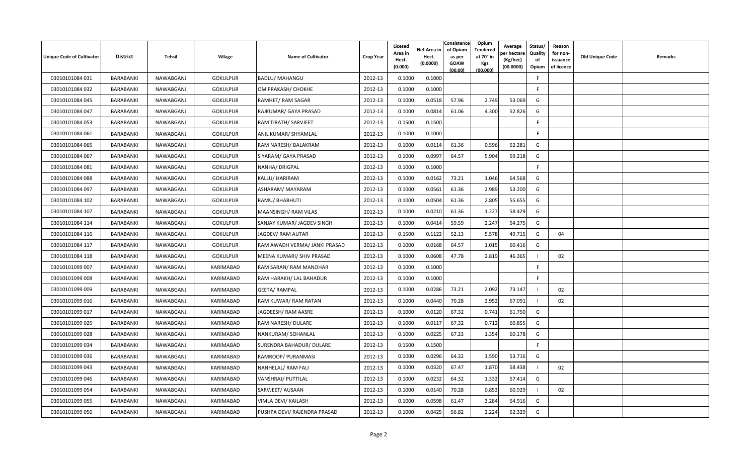| Unique Code of Cultivator | District | Tehsil | Village | Name of Cultivator | Crop Year | Licesed Area in Hect. (0.000) | Net Area in Hect. (0.0000) | Consistence of Opium as per GOAW (00.00) | Opium Tendered at 70° in Kgs (00.000) | Average per hectare (Kg/hec) (00.0000) | Status/ Quality of Opium | Reason for non-issuance of licence | Old Unique Code | Remarks |
|---|---|---|---|---|---|---|---|---|---|---|---|---|---|---|
| 03010101084 031 | BARABANKI | NAWABGANJ | GOKULPUR | BADLU/ MAHANGU | 2012-13 | 0.1000 | 0.1000 | | | | F | | | |
| 03010101084 032 | BARABANKI | NAWABGANJ | GOKULPUR | OM PRAKASH/ CHOKHE | 2012-13 | 0.1000 | 0.1000 | | | | F | | | |
| 03010101084 045 | BARABANKI | NAWABGANJ | GOKULPUR | RAMHET/ RAM SAGAR | 2012-13 | 0.1000 | 0.0518 | 57.96 | 2.749 | 53.069 | G | | | |
| 03010101084 047 | BARABANKI | NAWABGANJ | GOKULPUR | RAJKUMAR/ GAYA PRASAD | 2012-13 | 0.1000 | 0.0814 | 61.06 | 4.300 | 52.826 | G | | | |
| 03010101084 053 | BARABANKI | NAWABGANJ | GOKULPUR | RAM TIRATH/ SARVJEET | 2012-13 | 0.1500 | 0.1500 | | | | F | | | |
| 03010101084 061 | BARABANKI | NAWABGANJ | GOKULPUR | ANIL KUMAR/ SHYAMLAL | 2012-13 | 0.1000 | 0.1000 | | | | F | | | |
| 03010101084 065 | BARABANKI | NAWABGANJ | GOKULPUR | RAM NARESH/ BALAKRAM | 2012-13 | 0.1000 | 0.0114 | 61.36 | 0.596 | 52.281 | G | | | |
| 03010101084 067 | BARABANKI | NAWABGANJ | GOKULPUR | SIYARAM/ GAYA PRASAD | 2012-13 | 0.1000 | 0.0997 | 64.57 | 5.904 | 59.218 | G | | | |
| 03010101084 081 | BARABANKI | NAWABGANJ | GOKULPUR | NANHA/ DRIGPAL | 2012-13 | 0.1000 | 0.1000 | | | | F | | | |
| 03010101084 088 | BARABANKI | NAWABGANJ | GOKULPUR | KALLU/ HARIRAM | 2012-13 | 0.1000 | 0.0162 | 73.21 | 1.046 | 64.568 | G | | | |
| 03010101084 097 | BARABANKI | NAWABGANJ | GOKULPUR | ASHARAM/ MAYARAM | 2012-13 | 0.1000 | 0.0561 | 61.36 | 2.989 | 53.200 | G | | | |
| 03010101084 102 | BARABANKI | NAWABGANJ | GOKULPUR | RAMU/ BHABHUTI | 2012-13 | 0.1000 | 0.0504 | 61.36 | 2.805 | 55.655 | G | | | |
| 03010101084 107 | BARABANKI | NAWABGANJ | GOKULPUR | MAANSINGH/ RAM VILAS | 2012-13 | 0.1000 | 0.0210 | 61.36 | 1.227 | 58.429 | G | | | |
| 03010101084 114 | BARABANKI | NAWABGANJ | GOKULPUR | SANJAY KUMAR/ JAGDEV SINGH | 2012-13 | 0.1000 | 0.0414 | 59.59 | 2.247 | 54.275 | G | | | |
| 03010101084 116 | BARABANKI | NAWABGANJ | GOKULPUR | JAGDEV/ RAM AUTAR | 2012-13 | 0.1500 | 0.1122 | 52.13 | 5.578 | 49.715 | G | 04 | | |
| 03010101084 117 | BARABANKI | NAWABGANJ | GOKULPUR | RAM AWADH VERMA/ JANKI PRASAD | 2012-13 | 0.1000 | 0.0168 | 64.57 | 1.015 | 60.416 | G | | | |
| 03010101084 118 | BARABANKI | NAWABGANJ | GOKULPUR | MEENA KUMARI/ SHIV PRASAD | 2012-13 | 0.1000 | 0.0608 | 47.78 | 2.819 | 46.365 | I | 02 | | |
| 03010101099 007 | BARABANKI | NAWABGANJ | KARIMABAD | RAM SARAN/ RAM MANOHAR | 2012-13 | 0.1000 | 0.1000 | | | | F | | | |
| 03010101099 008 | BARABANKI | NAWABGANJ | KARIMABAD | RAM HARAKH/ LAL BAHADUR | 2012-13 | 0.1000 | 0.1000 | | | | F | | | |
| 03010101099 009 | BARABANKI | NAWABGANJ | KARIMABAD | GEETA/ RAMPAL | 2012-13 | 0.1000 | 0.0286 | 73.21 | 2.092 | 73.147 | I | 02 | | |
| 03010101099 016 | BARABANKI | NAWABGANJ | KARIMABAD | RAM KUWAR/ RAM RATAN | 2012-13 | 0.1000 | 0.0440 | 70.28 | 2.952 | 67.091 | I | 02 | | |
| 03010101099 017 | BARABANKI | NAWABGANJ | KARIMABAD | JAGDEESH/ RAM AASRE | 2012-13 | 0.1000 | 0.0120 | 67.32 | 0.741 | 61.750 | G | | | |
| 03010101099 025 | BARABANKI | NAWABGANJ | KARIMABAD | RAM NARESH/ DULARE | 2012-13 | 0.1000 | 0.0117 | 67.32 | 0.712 | 60.855 | G | | | |
| 03010101099 028 | BARABANKI | NAWABGANJ | KARIMABAD | NANKURAM/ SOHANLAL | 2012-13 | 0.1000 | 0.0225 | 67.23 | 1.354 | 60.178 | G | | | |
| 03010101099 034 | BARABANKI | NAWABGANJ | KARIMABAD | SURENDRA BAHADUR/ DULARE | 2012-13 | 0.1500 | 0.1500 | | | | F | | | |
| 03010101099 036 | BARABANKI | NAWABGANJ | KARIMABAD | RAMROOP/ PURANMASI | 2012-13 | 0.1000 | 0.0296 | 64.32 | 1.590 | 53.716 | G | | | |
| 03010101099 043 | BARABANKI | NAWABGANJ | KARIMABAD | NANHELAL/ RAM FALI | 2012-13 | 0.1000 | 0.0320 | 67.47 | 1.870 | 58.438 | I | 02 | | |
| 03010101099 046 | BARABANKI | NAWABGANJ | KARIMABAD | VANSHRAJ/ PUTTILAL | 2012-13 | 0.1000 | 0.0232 | 64.32 | 1.332 | 57.414 | G | | | |
| 03010101099 054 | BARABANKI | NAWABGANJ | KARIMABAD | SARVJEET/ AUSAAN | 2012-13 | 0.1000 | 0.0140 | 70.28 | 0.853 | 60.929 | I | 02 | | |
| 03010101099 055 | BARABANKI | NAWABGANJ | KARIMABAD | VIMLA DEVI/ KAILASH | 2012-13 | 0.1000 | 0.0598 | 61.47 | 3.284 | 54.916 | G | | | |
| 03010101099 056 | BARABANKI | NAWABGANJ | KARIMABAD | PUSHPA DEVI/ RAJENDRA PRASAD | 2012-13 | 0.1000 | 0.0425 | 56.82 | 2.224 | 52.329 | G | | | |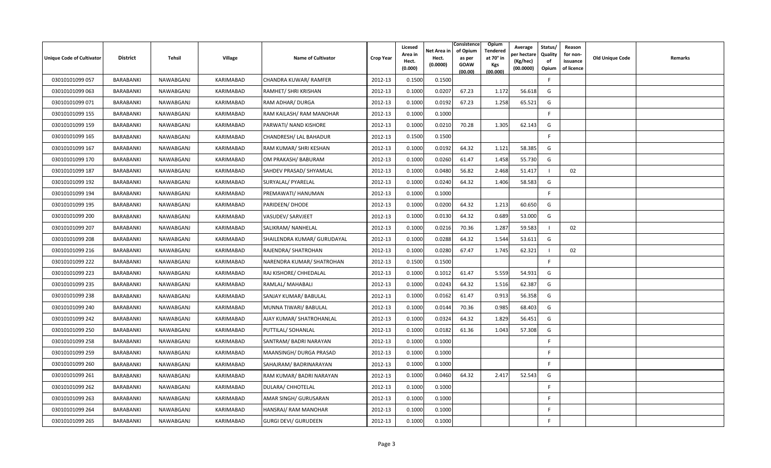| Unique Code of Cultivator | District | Tehsil | Village | Name of Cultivator | Crop Year | Licesed Area in Hect. (0.000) | Net Area in Hect. (0.0000) | Consistence of Opium as per GOAW (00.00) | Opium Tendered at 70° in Kgs (00.000) | Average per hectare (Kg/hec) (00.0000) | Status/ Quality of Opium | Reason for non-issuance of licence | Old Unique Code | Remarks |
|---|---|---|---|---|---|---|---|---|---|---|---|---|---|---|
| 03010101099 057 | BARABANKI | NAWABGANJ | KARIMABAD | CHANDRA KUWAR/ RAMFER | 2012-13 | 0.1500 | 0.1500 | | | | F | | | |
| 03010101099 063 | BARABANKI | NAWABGANJ | KARIMABAD | RAMHET/ SHRI KRISHAN | 2012-13 | 0.1000 | 0.0207 | 67.23 | 1.172 | 56.618 | G | | | |
| 03010101099 071 | BARABANKI | NAWABGANJ | KARIMABAD | RAM ADHAR/ DURGA | 2012-13 | 0.1000 | 0.0192 | 67.23 | 1.258 | 65.521 | G | | | |
| 03010101099 155 | BARABANKI | NAWABGANJ | KARIMABAD | RAM KAILASH/ RAM MANOHAR | 2012-13 | 0.1000 | 0.1000 | | | | F | | | |
| 03010101099 159 | BARABANKI | NAWABGANJ | KARIMABAD | PARWATI/ NAND KISHORE | 2012-13 | 0.1000 | 0.0210 | 70.28 | 1.305 | 62.143 | G | | | |
| 03010101099 165 | BARABANKI | NAWABGANJ | KARIMABAD | CHANDRESH/ LAL BAHADUR | 2012-13 | 0.1500 | 0.1500 | | | | F | | | |
| 03010101099 167 | BARABANKI | NAWABGANJ | KARIMABAD | RAM KUMAR/ SHRI KESHAN | 2012-13 | 0.1000 | 0.0192 | 64.32 | 1.121 | 58.385 | G | | | |
| 03010101099 170 | BARABANKI | NAWABGANJ | KARIMABAD | OM PRAKASH/ BABURAM | 2012-13 | 0.1000 | 0.0260 | 61.47 | 1.458 | 55.730 | G | | | |
| 03010101099 187 | BARABANKI | NAWABGANJ | KARIMABAD | SAHDEV PRASAD/ SHYAMLAL | 2012-13 | 0.1000 | 0.0480 | 56.82 | 2.468 | 51.417 | I | 02 | | |
| 03010101099 192 | BARABANKI | NAWABGANJ | KARIMABAD | SURYALAL/ PYARELAL | 2012-13 | 0.1000 | 0.0240 | 64.32 | 1.406 | 58.583 | G | | | |
| 03010101099 194 | BARABANKI | NAWABGANJ | KARIMABAD | PREMAWATI/ HANUMAN | 2012-13 | 0.1000 | 0.1000 | | | | F | | | |
| 03010101099 195 | BARABANKI | NAWABGANJ | KARIMABAD | PARIDEEN/ DHODE | 2012-13 | 0.1000 | 0.0200 | 64.32 | 1.213 | 60.650 | G | | | |
| 03010101099 200 | BARABANKI | NAWABGANJ | KARIMABAD | VASUDEV/ SARVJEET | 2012-13 | 0.1000 | 0.0130 | 64.32 | 0.689 | 53.000 | G | | | |
| 03010101099 207 | BARABANKI | NAWABGANJ | KARIMABAD | SALIKRAM/ NANHELAL | 2012-13 | 0.1000 | 0.0216 | 70.36 | 1.287 | 59.583 | I | 02 | | |
| 03010101099 208 | BARABANKI | NAWABGANJ | KARIMABAD | SHAILENDRA KUMAR/ GURUDAYAL | 2012-13 | 0.1000 | 0.0288 | 64.32 | 1.544 | 53.611 | G | | | |
| 03010101099 216 | BARABANKI | NAWABGANJ | KARIMABAD | RAJENDRA/ SHATROHAN | 2012-13 | 0.1000 | 0.0280 | 67.47 | 1.745 | 62.321 | I | 02 | | |
| 03010101099 222 | BARABANKI | NAWABGANJ | KARIMABAD | NARENDRA KUMAR/ SHATROHAN | 2012-13 | 0.1500 | 0.1500 | | | | F | | | |
| 03010101099 223 | BARABANKI | NAWABGANJ | KARIMABAD | RAJ KISHORE/ CHHEDALAL | 2012-13 | 0.1000 | 0.1012 | 61.47 | 5.559 | 54.931 | G | | | |
| 03010101099 235 | BARABANKI | NAWABGANJ | KARIMABAD | RAMLAL/ MAHABALI | 2012-13 | 0.1000 | 0.0243 | 64.32 | 1.516 | 62.387 | G | | | |
| 03010101099 238 | BARABANKI | NAWABGANJ | KARIMABAD | SANJAY KUMAR/ BABULAL | 2012-13 | 0.1000 | 0.0162 | 61.47 | 0.913 | 56.358 | G | | | |
| 03010101099 240 | BARABANKI | NAWABGANJ | KARIMABAD | MUNNA TIWARI/ BABULAL | 2012-13 | 0.1000 | 0.0144 | 70.36 | 0.985 | 68.403 | G | | | |
| 03010101099 242 | BARABANKI | NAWABGANJ | KARIMABAD | AJAY KUMAR/ SHATROHANLAL | 2012-13 | 0.1000 | 0.0324 | 64.32 | 1.829 | 56.451 | G | | | |
| 03010101099 250 | BARABANKI | NAWABGANJ | KARIMABAD | PUTTILAL/ SOHANLAL | 2012-13 | 0.1000 | 0.0182 | 61.36 | 1.043 | 57.308 | G | | | |
| 03010101099 258 | BARABANKI | NAWABGANJ | KARIMABAD | SANTRAM/ BADRI NARAYAN | 2012-13 | 0.1000 | 0.1000 | | | | F | | | |
| 03010101099 259 | BARABANKI | NAWABGANJ | KARIMABAD | MAANSINGH/ DURGA PRASAD | 2012-13 | 0.1000 | 0.1000 | | | | F | | | |
| 03010101099 260 | BARABANKI | NAWABGANJ | KARIMABAD | SAHAJRAM/ BADRINARAYAN | 2012-13 | 0.1000 | 0.1000 | | | | F | | | |
| 03010101099 261 | BARABANKI | NAWABGANJ | KARIMABAD | RAM KUMAR/ BADRI NARAYAN | 2012-13 | 0.1000 | 0.0460 | 64.32 | 2.417 | 52.543 | G | | | |
| 03010101099 262 | BARABANKI | NAWABGANJ | KARIMABAD | DULARA/ CHHOTELAL | 2012-13 | 0.1000 | 0.1000 | | | | F | | | |
| 03010101099 263 | BARABANKI | NAWABGANJ | KARIMABAD | AMAR SINGH/ GURUSARAN | 2012-13 | 0.1000 | 0.1000 | | | | F | | | |
| 03010101099 264 | BARABANKI | NAWABGANJ | KARIMABAD | HANSRAJ/ RAM MANOHAR | 2012-13 | 0.1000 | 0.1000 | | | | F | | | |
| 03010101099 265 | BARABANKI | NAWABGANJ | KARIMABAD | GURGI DEVI/ GURUDEEN | 2012-13 | 0.1000 | 0.1000 | | | | F | | | |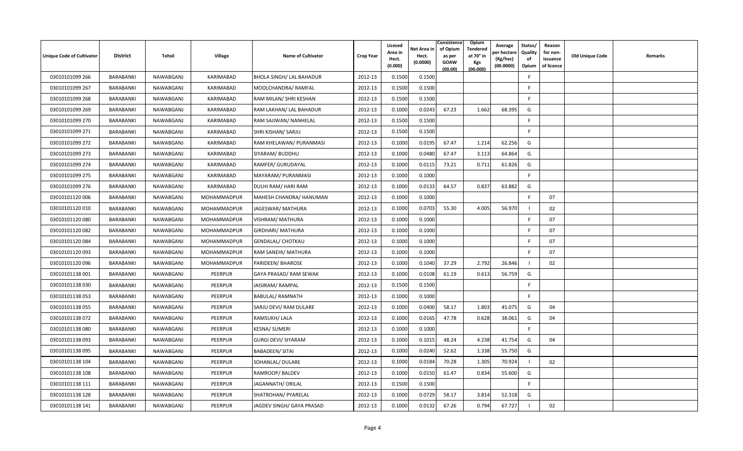| Unique Code of Cultivator | District | Tehsil | Village | Name of Cultivator | Crop Year | Licesed Area in Hect. (0.000) | Net Area in Hect. (0.0000) | Consistence of Opium as per GOAW (00.00) | Opium Tendered at 70° in Kgs (00.000) | Average per hectare (Kg/hec) (00.0000) | Status/ Quality of Opium | Reason for non-issuance of licence | Old Unique Code | Remarks |
|---|---|---|---|---|---|---|---|---|---|---|---|---|---|---|
| 03010101099 266 | BARABANKI | NAWABGANJ | KARIMABAD | BHOLA SINGH/ LAL BAHADUR | 2012-13 | 0.1500 | 0.1500 | | | | F | | | |
| 03010101099 267 | BARABANKI | NAWABGANJ | KARIMABAD | MOOLCHANDRA/ RAMFAL | 2012-13 | 0.1500 | 0.1500 | | | | F | | | |
| 03010101099 268 | BARABANKI | NAWABGANJ | KARIMABAD | RAM MILAN/ SHRI KESHAN | 2012-13 | 0.1500 | 0.1500 | | | | F | | | |
| 03010101099 269 | BARABANKI | NAWABGANJ | KARIMABAD | RAM LAKHAN/ LAL BAHADUR | 2012-13 | 0.1000 | 0.0243 | 67.23 | 1.662 | 68.395 | G | | | |
| 03010101099 270 | BARABANKI | NAWABGANJ | KARIMABAD | RAM SAJIWAN/ NANHELAL | 2012-13 | 0.1500 | 0.1500 | | | | F | | | |
| 03010101099 271 | BARABANKI | NAWABGANJ | KARIMABAD | SHRI KISHAN/ SARJU | 2012-13 | 0.1500 | 0.1500 | | | | F | | | |
| 03010101099 272 | BARABANKI | NAWABGANJ | KARIMABAD | RAM KHELAWAN/ PURANMASI | 2012-13 | 0.1000 | 0.0195 | 67.47 | 1.214 | 62.256 | G | | | |
| 03010101099 273 | BARABANKI | NAWABGANJ | KARIMABAD | SIYARAM/ BUDDHU | 2012-13 | 0.1000 | 0.0480 | 67.47 | 3.113 | 64.864 | G | | | |
| 03010101099 274 | BARABANKI | NAWABGANJ | KARIMABAD | RAMFER/ GURUDAYAL | 2012-13 | 0.1000 | 0.0115 | 73.21 | 0.711 | 61.826 | G | | | |
| 03010101099 275 | BARABANKI | NAWABGANJ | KARIMABAD | MAYARAM/ PURANMASI | 2012-13 | 0.1000 | 0.1000 | | | | F | | | |
| 03010101099 276 | BARABANKI | NAWABGANJ | KARIMABAD | DULHI RAM/ HARI RAM | 2012-13 | 0.1000 | 0.0133 | 64.57 | 0.837 | 63.882 | G | | | |
| 03010101120 006 | BARABANKI | NAWABGANJ | MOHAMMADPUR | MAHESH CHANDRA/ HANUMAN | 2012-13 | 0.1000 | 0.1000 | | | | F | 07 | | |
| 03010101120 010 | BARABANKI | NAWABGANJ | MOHAMMADPUR | JAGESWAR/ MATHURA | 2012-13 | 0.1000 | 0.0703 | 55.30 | 4.005 | 56.970 | I | 02 | | |
| 03010101120 080 | BARABANKI | NAWABGANJ | MOHAMMADPUR | VISHRAM/ MATHURA | 2012-13 | 0.1000 | 0.1000 | | | | F | 07 | | |
| 03010101120 082 | BARABANKI | NAWABGANJ | MOHAMMADPUR | GIRDHARI/ MATHURA | 2012-13 | 0.1000 | 0.1000 | | | | F | 07 | | |
| 03010101120 084 | BARABANKI | NAWABGANJ | MOHAMMADPUR | GENDALAL/ CHOTKAU | 2012-13 | 0.1000 | 0.1000 | | | | F | 07 | | |
| 03010101120 093 | BARABANKI | NAWABGANJ | MOHAMMADPUR | RAM SANEHI/ MATHURA | 2012-13 | 0.1000 | 0.1000 | | | | F | 07 | | |
| 03010101120 096 | BARABANKI | NAWABGANJ | MOHAMMADPUR | PARIDEEN/ BHAROSE | 2012-13 | 0.1000 | 0.1040 | 37.29 | 2.792 | 26.846 | I | 02 | | |
| 03010101138 001 | BARABANKI | NAWABGANJ | PEERPUR | GAYA PRASAD/ RAM SEWAK | 2012-13 | 0.1000 | 0.0108 | 61.19 | 0.613 | 56.759 | G | | | |
| 03010101138 030 | BARABANKI | NAWABGANJ | PEERPUR | JAISIRAM/ RAMPAL | 2012-13 | 0.1500 | 0.1500 | | | | F | | | |
| 03010101138 053 | BARABANKI | NAWABGANJ | PEERPUR | BABULAL/ RAMNATH | 2012-13 | 0.1000 | 0.1000 | | | | F | | | |
| 03010101138 055 | BARABANKI | NAWABGANJ | PEERPUR | SARJU DEVI/ RAM DULARE | 2012-13 | 0.1000 | 0.0400 | 58.17 | 1.803 | 45.075 | G | 04 | | |
| 03010101138 072 | BARABANKI | NAWABGANJ | PEERPUR | RAMSUKH/ LALA | 2012-13 | 0.1000 | 0.0165 | 47.78 | 0.628 | 38.061 | G | 04 | | |
| 03010101138 080 | BARABANKI | NAWABGANJ | PEERPUR | KESNA/ SUMERI | 2012-13 | 0.1000 | 0.1000 | | | | F | | | |
| 03010101138 093 | BARABANKI | NAWABGANJ | PEERPUR | GURGI DEVI/ SIYARAM | 2012-13 | 0.1000 | 0.1015 | 48.24 | 4.238 | 41.754 | G | 04 | | |
| 03010101138 095 | BARABANKI | NAWABGANJ | PEERPUR | BABADEEN/ SITAI | 2012-13 | 0.1000 | 0.0240 | 52.62 | 1.338 | 55.750 | G | | | |
| 03010101138 104 | BARABANKI | NAWABGANJ | PEERPUR | SOHANLAL/ DULARE | 2012-13 | 0.1000 | 0.0184 | 70.28 | 1.305 | 70.924 | I | 02 | | |
| 03010101138 108 | BARABANKI | NAWABGANJ | PEERPUR | RAMROOP/ BALDEV | 2012-13 | 0.1000 | 0.0150 | 61.47 | 0.834 | 55.600 | G | | | |
| 03010101138 111 | BARABANKI | NAWABGANJ | PEERPUR | JAGANNATH/ ORILAL | 2012-13 | 0.1500 | 0.1500 | | | | F | | | |
| 03010101138 128 | BARABANKI | NAWABGANJ | PEERPUR | SHATROHAN/ PYARELAL | 2012-13 | 0.1000 | 0.0729 | 58.17 | 3.814 | 52.318 | G | | | |
| 03010101138 141 | BARABANKI | NAWABGANJ | PEERPUR | JAGDEV SINGH/ GAYA PRASAD | 2012-13 | 0.1000 | 0.0132 | 67.26 | 0.794 | 67.727 | I | 02 | | |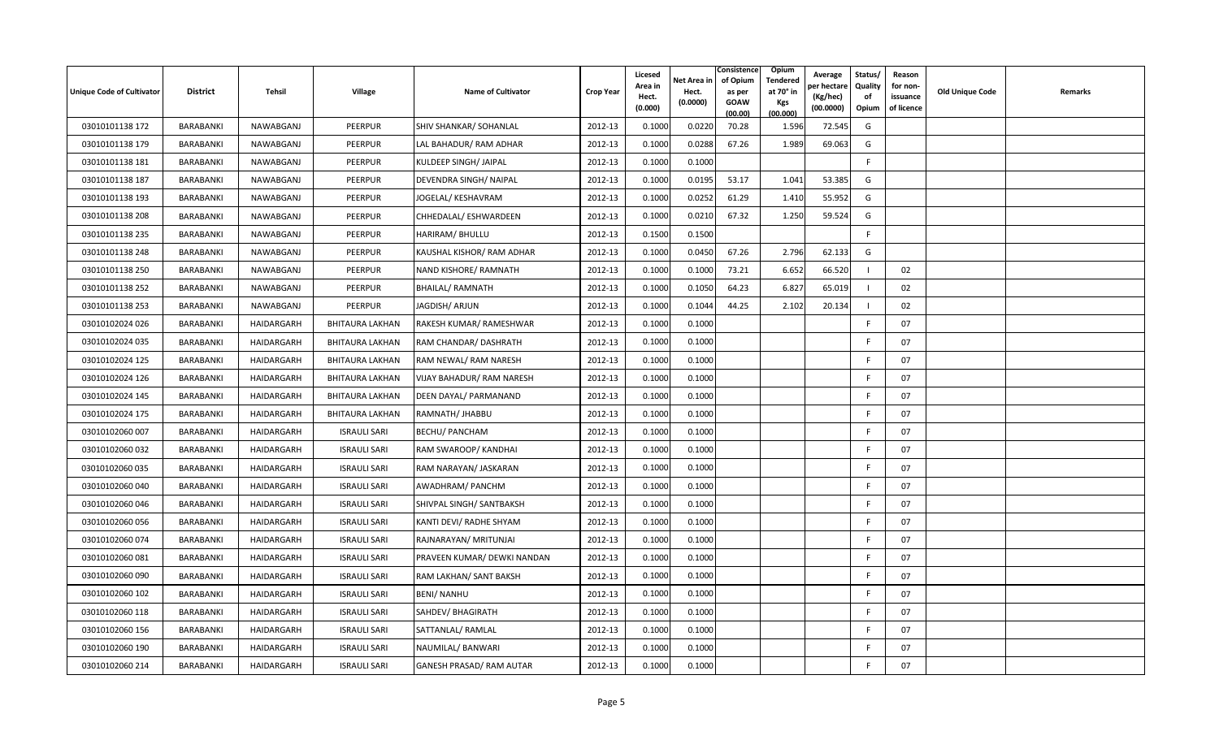| Unique Code of Cultivator | District | Tehsil | Village | Name of Cultivator | Crop Year | Licesed Area in Hect. (0.000) | Net Area in Hect. (0.0000) | Consistence of Opium as per GOAW (00.00) | Opium Tendered at 70° in Kgs (00.000) | Average per hectare (Kg/hec) (00.0000) | Status/ Quality of Opium | Reason for non-issuance of licence | Old Unique Code | Remarks |
|---|---|---|---|---|---|---|---|---|---|---|---|---|---|---|
| 03010101138 172 | BARABANKI | NAWABGANJ | PEERPUR | SHIV SHANKAR/ SOHANLAL | 2012-13 | 0.1000 | 0.0220 | 70.28 | 1.596 | 72.545 | G | | | |
| 03010101138 179 | BARABANKI | NAWABGANJ | PEERPUR | LAL BAHADUR/ RAM ADHAR | 2012-13 | 0.1000 | 0.0288 | 67.26 | 1.989 | 69.063 | G | | | |
| 03010101138 181 | BARABANKI | NAWABGANJ | PEERPUR | KULDEEP SINGH/ JAIPAL | 2012-13 | 0.1000 | 0.1000 | | | | F | | | |
| 03010101138 187 | BARABANKI | NAWABGANJ | PEERPUR | DEVENDRA SINGH/ NAIPAL | 2012-13 | 0.1000 | 0.0195 | 53.17 | 1.041 | 53.385 | G | | | |
| 03010101138 193 | BARABANKI | NAWABGANJ | PEERPUR | JOGELAL/ KESHAVRAM | 2012-13 | 0.1000 | 0.0252 | 61.29 | 1.410 | 55.952 | G | | | |
| 03010101138 208 | BARABANKI | NAWABGANJ | PEERPUR | CHHEDALAL/ ESHWARDEEN | 2012-13 | 0.1000 | 0.0210 | 67.32 | 1.250 | 59.524 | G | | | |
| 03010101138 235 | BARABANKI | NAWABGANJ | PEERPUR | HARIRAM/ BHULLU | 2012-13 | 0.1500 | 0.1500 | | | | F | | | |
| 03010101138 248 | BARABANKI | NAWABGANJ | PEERPUR | KAUSHAL KISHOR/ RAM ADHAR | 2012-13 | 0.1000 | 0.0450 | 67.26 | 2.796 | 62.133 | G | | | |
| 03010101138 250 | BARABANKI | NAWABGANJ | PEERPUR | NAND KISHORE/ RAMNATH | 2012-13 | 0.1000 | 0.1000 | 73.21 | 6.652 | 66.520 | I | 02 | | |
| 03010101138 252 | BARABANKI | NAWABGANJ | PEERPUR | BHAILAL/ RAMNATH | 2012-13 | 0.1000 | 0.1050 | 64.23 | 6.827 | 65.019 | I | 02 | | |
| 03010101138 253 | BARABANKI | NAWABGANJ | PEERPUR | JAGDISH/ ARJUN | 2012-13 | 0.1000 | 0.1044 | 44.25 | 2.102 | 20.134 | I | 02 | | |
| 03010102024 026 | BARABANKI | HAIDARGARH | BHITAURA LAKHAN | RAKESH KUMAR/ RAMESHWAR | 2012-13 | 0.1000 | 0.1000 | | | | F | 07 | | |
| 03010102024 035 | BARABANKI | HAIDARGARH | BHITAURA LAKHAN | RAM CHANDAR/ DASHRATH | 2012-13 | 0.1000 | 0.1000 | | | | F | 07 | | |
| 03010102024 125 | BARABANKI | HAIDARGARH | BHITAURA LAKHAN | RAM NEWAL/ RAM NARESH | 2012-13 | 0.1000 | 0.1000 | | | | F | 07 | | |
| 03010102024 126 | BARABANKI | HAIDARGARH | BHITAURA LAKHAN | VIJAY BAHADUR/ RAM NARESH | 2012-13 | 0.1000 | 0.1000 | | | | F | 07 | | |
| 03010102024 145 | BARABANKI | HAIDARGARH | BHITAURA LAKHAN | DEEN DAYAL/ PARMANAND | 2012-13 | 0.1000 | 0.1000 | | | | F | 07 | | |
| 03010102024 175 | BARABANKI | HAIDARGARH | BHITAURA LAKHAN | RAMNATH/ JHABBU | 2012-13 | 0.1000 | 0.1000 | | | | F | 07 | | |
| 03010102060 007 | BARABANKI | HAIDARGARH | ISRAULI SARI | BECHU/ PANCHAM | 2012-13 | 0.1000 | 0.1000 | | | | F | 07 | | |
| 03010102060 032 | BARABANKI | HAIDARGARH | ISRAULI SARI | RAM SWAROOP/ KANDHAI | 2012-13 | 0.1000 | 0.1000 | | | | F | 07 | | |
| 03010102060 035 | BARABANKI | HAIDARGARH | ISRAULI SARI | RAM NARAYAN/ JASKARAN | 2012-13 | 0.1000 | 0.1000 | | | | F | 07 | | |
| 03010102060 040 | BARABANKI | HAIDARGARH | ISRAULI SARI | AWADHRAM/ PANCHM | 2012-13 | 0.1000 | 0.1000 | | | | F | 07 | | |
| 03010102060 046 | BARABANKI | HAIDARGARH | ISRAULI SARI | SHIVPAL SINGH/ SANTBAKSH | 2012-13 | 0.1000 | 0.1000 | | | | F | 07 | | |
| 03010102060 056 | BARABANKI | HAIDARGARH | ISRAULI SARI | KANTI DEVI/ RADHE SHYAM | 2012-13 | 0.1000 | 0.1000 | | | | F | 07 | | |
| 03010102060 074 | BARABANKI | HAIDARGARH | ISRAULI SARI | RAJNARAYAN/ MRITUNJAI | 2012-13 | 0.1000 | 0.1000 | | | | F | 07 | | |
| 03010102060 081 | BARABANKI | HAIDARGARH | ISRAULI SARI | PRAVEEN KUMAR/ DEWKI NANDAN | 2012-13 | 0.1000 | 0.1000 | | | | F | 07 | | |
| 03010102060 090 | BARABANKI | HAIDARGARH | ISRAULI SARI | RAM LAKHAN/ SANT BAKSH | 2012-13 | 0.1000 | 0.1000 | | | | F | 07 | | |
| 03010102060 102 | BARABANKI | HAIDARGARH | ISRAULI SARI | BENI/ NANHU | 2012-13 | 0.1000 | 0.1000 | | | | F | 07 | | |
| 03010102060 118 | BARABANKI | HAIDARGARH | ISRAULI SARI | SAHDEV/ BHAGIRATH | 2012-13 | 0.1000 | 0.1000 | | | | F | 07 | | |
| 03010102060 156 | BARABANKI | HAIDARGARH | ISRAULI SARI | SATTANLAL/ RAMLAL | 2012-13 | 0.1000 | 0.1000 | | | | F | 07 | | |
| 03010102060 190 | BARABANKI | HAIDARGARH | ISRAULI SARI | NAUMILAL/ BANWARI | 2012-13 | 0.1000 | 0.1000 | | | | F | 07 | | |
| 03010102060 214 | BARABANKI | HAIDARGARH | ISRAULI SARI | GANESH PRASAD/ RAM AUTAR | 2012-13 | 0.1000 | 0.1000 | | | | F | 07 | | |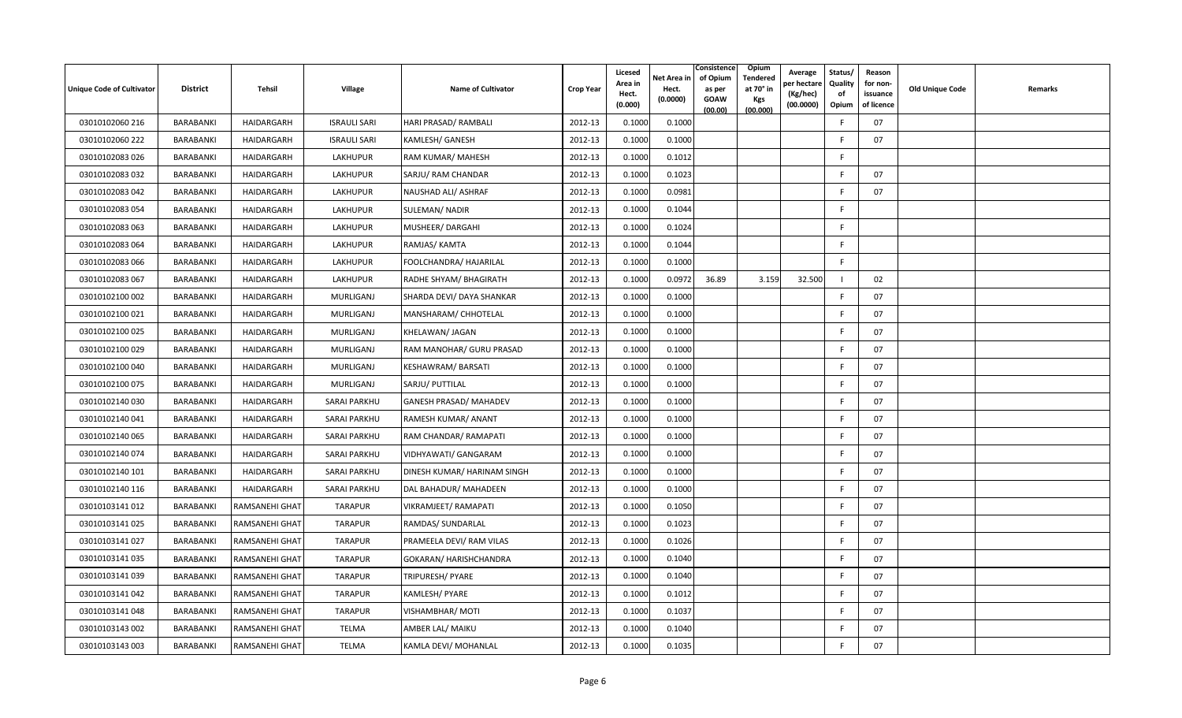| Unique Code of Cultivator | District | Tehsil | Village | Name of Cultivator | Crop Year | Licesed Area in Hect. (0.000) | Net Area in Hect. (0.0000) | Consistence of Opium as per GOAW (00.00) | Opium Tendered at 70° in Kgs (00.000) | Average per hectare (Kg/hec) (00.0000) | Status/ Quality of Opium | Reason for non-issuance of licence | Old Unique Code | Remarks |
|---|---|---|---|---|---|---|---|---|---|---|---|---|---|---|
| 03010102060 216 | BARABANKI | HAIDARGARH | ISRAULI SARI | HARI PRASAD/ RAMBALI | 2012-13 | 0.1000 | 0.1000 | | | | F | 07 | | |
| 03010102060 222 | BARABANKI | HAIDARGARH | ISRAULI SARI | KAMLESH/ GANESH | 2012-13 | 0.1000 | 0.1000 | | | | F | 07 | | |
| 03010102083 026 | BARABANKI | HAIDARGARH | LAKHUPUR | RAM KUMAR/ MAHESH | 2012-13 | 0.1000 | 0.1012 | | | | F | | | |
| 03010102083 032 | BARABANKI | HAIDARGARH | LAKHUPUR | SARJU/ RAM CHANDAR | 2012-13 | 0.1000 | 0.1023 | | | | F | 07 | | |
| 03010102083 042 | BARABANKI | HAIDARGARH | LAKHUPUR | NAUSHAD ALI/ ASHRAF | 2012-13 | 0.1000 | 0.0981 | | | | F | 07 | | |
| 03010102083 054 | BARABANKI | HAIDARGARH | LAKHUPUR | SULEMAN/ NADIR | 2012-13 | 0.1000 | 0.1044 | | | | F | | | |
| 03010102083 063 | BARABANKI | HAIDARGARH | LAKHUPUR | MUSHEER/ DARGAHI | 2012-13 | 0.1000 | 0.1024 | | | | F | | | |
| 03010102083 064 | BARABANKI | HAIDARGARH | LAKHUPUR | RAMJAS/ KAMTA | 2012-13 | 0.1000 | 0.1044 | | | | F | | | |
| 03010102083 066 | BARABANKI | HAIDARGARH | LAKHUPUR | FOOLCHANDRA/ HAJARILAL | 2012-13 | 0.1000 | 0.1000 | | | | F | | | |
| 03010102083 067 | BARABANKI | HAIDARGARH | LAKHUPUR | RADHE SHYAM/ BHAGIRATH | 2012-13 | 0.1000 | 0.0972 | 36.89 | 3.159 | 32.500 | I | 02 | | |
| 03010102100 002 | BARABANKI | HAIDARGARH | MURLIGANJ | SHARDA DEVI/ DAYA SHANKAR | 2012-13 | 0.1000 | 0.1000 | | | | F | 07 | | |
| 03010102100 021 | BARABANKI | HAIDARGARH | MURLIGANJ | MANSHARAM/ CHHOTELAL | 2012-13 | 0.1000 | 0.1000 | | | | F | 07 | | |
| 03010102100 025 | BARABANKI | HAIDARGARH | MURLIGANJ | KHELAWAN/ JAGAN | 2012-13 | 0.1000 | 0.1000 | | | | F | 07 | | |
| 03010102100 029 | BARABANKI | HAIDARGARH | MURLIGANJ | RAM MANOHAR/ GURU PRASAD | 2012-13 | 0.1000 | 0.1000 | | | | F | 07 | | |
| 03010102100 040 | BARABANKI | HAIDARGARH | MURLIGANJ | KESHAWRAM/ BARSATI | 2012-13 | 0.1000 | 0.1000 | | | | F | 07 | | |
| 03010102100 075 | BARABANKI | HAIDARGARH | MURLIGANJ | SARJU/ PUTTILAL | 2012-13 | 0.1000 | 0.1000 | | | | F | 07 | | |
| 03010102140 030 | BARABANKI | HAIDARGARH | SARAI PARKHU | GANESH PRASAD/ MAHADEV | 2012-13 | 0.1000 | 0.1000 | | | | F | 07 | | |
| 03010102140 041 | BARABANKI | HAIDARGARH | SARAI PARKHU | RAMESH KUMAR/ ANANT | 2012-13 | 0.1000 | 0.1000 | | | | F | 07 | | |
| 03010102140 065 | BARABANKI | HAIDARGARH | SARAI PARKHU | RAM CHANDAR/ RAMAPATI | 2012-13 | 0.1000 | 0.1000 | | | | F | 07 | | |
| 03010102140 074 | BARABANKI | HAIDARGARH | SARAI PARKHU | VIDHYAWATI/ GANGARAM | 2012-13 | 0.1000 | 0.1000 | | | | F | 07 | | |
| 03010102140 101 | BARABANKI | HAIDARGARH | SARAI PARKHU | DINESH KUMAR/ HARINAM SINGH | 2012-13 | 0.1000 | 0.1000 | | | | F | 07 | | |
| 03010102140 116 | BARABANKI | HAIDARGARH | SARAI PARKHU | DAL BAHADUR/ MAHADEEN | 2012-13 | 0.1000 | 0.1000 | | | | F | 07 | | |
| 03010103141 012 | BARABANKI | RAMSANEHI GHAT | TARAPUR | VIKRAMJEET/ RAMAPATI | 2012-13 | 0.1000 | 0.1050 | | | | F | 07 | | |
| 03010103141 025 | BARABANKI | RAMSANEHI GHAT | TARAPUR | RAMDAS/ SUNDARLAL | 2012-13 | 0.1000 | 0.1023 | | | | F | 07 | | |
| 03010103141 027 | BARABANKI | RAMSANEHI GHAT | TARAPUR | PRAMEELA DEVI/ RAM VILAS | 2012-13 | 0.1000 | 0.1026 | | | | F | 07 | | |
| 03010103141 035 | BARABANKI | RAMSANEHI GHAT | TARAPUR | GOKARAN/ HARISHCHANDRA | 2012-13 | 0.1000 | 0.1040 | | | | F | 07 | | |
| 03010103141 039 | BARABANKI | RAMSANEHI GHAT | TARAPUR | TRIPURESH/ PYARE | 2012-13 | 0.1000 | 0.1040 | | | | F | 07 | | |
| 03010103141 042 | BARABANKI | RAMSANEHI GHAT | TARAPUR | KAMLESH/ PYARE | 2012-13 | 0.1000 | 0.1012 | | | | F | 07 | | |
| 03010103141 048 | BARABANKI | RAMSANEHI GHAT | TARAPUR | VISHAMBHAR/ MOTI | 2012-13 | 0.1000 | 0.1037 | | | | F | 07 | | |
| 03010103143 002 | BARABANKI | RAMSANEHI GHAT | TELMA | AMBER LAL/ MAIKU | 2012-13 | 0.1000 | 0.1040 | | | | F | 07 | | |
| 03010103143 003 | BARABANKI | RAMSANEHI GHAT | TELMA | KAMLA DEVI/ MOHANLAL | 2012-13 | 0.1000 | 0.1035 | | | | F | 07 | | |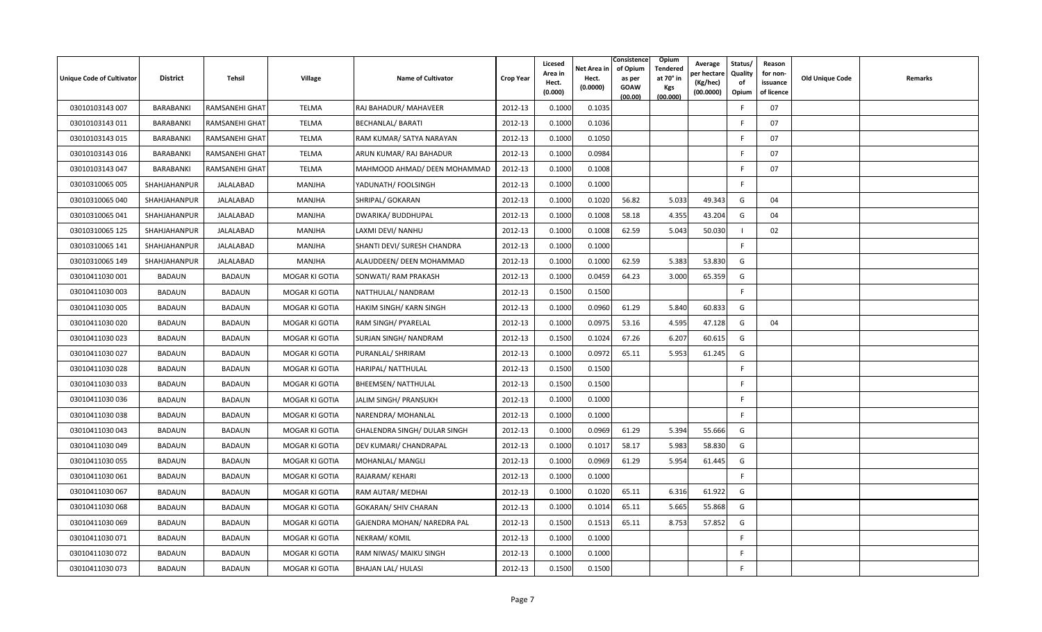| Unique Code of Cultivator | District | Tehsil | Village | Name of Cultivator | Crop Year | Licesed Area in Hect. (0.000) | Net Area in Hect. (0.0000) | Consistence of Opium as per GOAW (00.00) | Opium Tendered at 70° in Kgs (00.000) | Average per hectare (Kg/hec) (00.0000) | Status/ Quality of Opium | Reason for non-issuance of licence | Old Unique Code | Remarks |
|---|---|---|---|---|---|---|---|---|---|---|---|---|---|---|
| 03010103143 007 | BARABANKI | RAMSANEHI GHAT | TELMA | RAJ BAHADUR/ MAHAVEER | 2012-13 | 0.1000 | 0.1035 | | | | F | 07 | | |
| 03010103143 011 | BARABANKI | RAMSANEHI GHAT | TELMA | BECHANLAL/ BARATI | 2012-13 | 0.1000 | 0.1036 | | | | F | 07 | | |
| 03010103143 015 | BARABANKI | RAMSANEHI GHAT | TELMA | RAM KUMAR/ SATYA NARAYAN | 2012-13 | 0.1000 | 0.1050 | | | | F | 07 | | |
| 03010103143 016 | BARABANKI | RAMSANEHI GHAT | TELMA | ARUN KUMAR/ RAJ BAHADUR | 2012-13 | 0.1000 | 0.0984 | | | | F | 07 | | |
| 03010103143 047 | BARABANKI | RAMSANEHI GHAT | TELMA | MAHMOOD AHMAD/ DEEN MOHAMMAD | 2012-13 | 0.1000 | 0.1008 | | | | F | 07 | | |
| 03010310065 005 | SHAHJAHANPUR | JALALABAD | MANJHA | YADUNATH/ FOOLSINGH | 2012-13 | 0.1000 | 0.1000 | | | | F | | | |
| 03010310065 040 | SHAHJAHANPUR | JALALABAD | MANJHA | SHRIPAL/ GOKARAN | 2012-13 | 0.1000 | 0.1020 | 56.82 | 5.033 | 49.343 | G | 04 | | |
| 03010310065 041 | SHAHJAHANPUR | JALALABAD | MANJHA | DWARIKA/ BUDDHUPAL | 2012-13 | 0.1000 | 0.1008 | 58.18 | 4.355 | 43.204 | G | 04 | | |
| 03010310065 125 | SHAHJAHANPUR | JALALABAD | MANJHA | LAXMI DEVI/ NANHU | 2012-13 | 0.1000 | 0.1008 | 62.59 | 5.043 | 50.030 | I | 02 | | |
| 03010310065 141 | SHAHJAHANPUR | JALALABAD | MANJHA | SHANTI DEVI/ SURESH CHANDRA | 2012-13 | 0.1000 | 0.1000 | | | | F | | | |
| 03010310065 149 | SHAHJAHANPUR | JALALABAD | MANJHA | ALAUDDEEN/ DEEN MOHAMMAD | 2012-13 | 0.1000 | 0.1000 | 62.59 | 5.383 | 53.830 | G | | | |
| 03010411030 001 | BADAUN | BADAUN | MOGAR KI GOTIA | SONWATI/ RAM PRAKASH | 2012-13 | 0.1000 | 0.0459 | 64.23 | 3.000 | 65.359 | G | | | |
| 03010411030 003 | BADAUN | BADAUN | MOGAR KI GOTIA | NATTHULAL/ NANDRAM | 2012-13 | 0.1500 | 0.1500 | | | | F | | | |
| 03010411030 005 | BADAUN | BADAUN | MOGAR KI GOTIA | HAKIM SINGH/ KARN SINGH | 2012-13 | 0.1000 | 0.0960 | 61.29 | 5.840 | 60.833 | G | | | |
| 03010411030 020 | BADAUN | BADAUN | MOGAR KI GOTIA | RAM SINGH/ PYARELAL | 2012-13 | 0.1000 | 0.0975 | 53.16 | 4.595 | 47.128 | G | 04 | | |
| 03010411030 023 | BADAUN | BADAUN | MOGAR KI GOTIA | SURJAN SINGH/ NANDRAM | 2012-13 | 0.1500 | 0.1024 | 67.26 | 6.207 | 60.615 | G | | | |
| 03010411030 027 | BADAUN | BADAUN | MOGAR KI GOTIA | PURANLAL/ SHRIRAM | 2012-13 | 0.1000 | 0.0972 | 65.11 | 5.953 | 61.245 | G | | | |
| 03010411030 028 | BADAUN | BADAUN | MOGAR KI GOTIA | HARIPAL/ NATTHULAL | 2012-13 | 0.1500 | 0.1500 | | | | F | | | |
| 03010411030 033 | BADAUN | BADAUN | MOGAR KI GOTIA | BHEEMSEN/ NATTHULAL | 2012-13 | 0.1500 | 0.1500 | | | | F | | | |
| 03010411030 036 | BADAUN | BADAUN | MOGAR KI GOTIA | JALIM SINGH/ PRANSUKH | 2012-13 | 0.1000 | 0.1000 | | | | F | | | |
| 03010411030 038 | BADAUN | BADAUN | MOGAR KI GOTIA | NARENDRA/ MOHANLAL | 2012-13 | 0.1000 | 0.1000 | | | | F | | | |
| 03010411030 043 | BADAUN | BADAUN | MOGAR KI GOTIA | GHALENDRA SINGH/ DULAR SINGH | 2012-13 | 0.1000 | 0.0969 | 61.29 | 5.394 | 55.666 | G | | | |
| 03010411030 049 | BADAUN | BADAUN | MOGAR KI GOTIA | DEV KUMARI/ CHANDRAPAL | 2012-13 | 0.1000 | 0.1017 | 58.17 | 5.983 | 58.830 | G | | | |
| 03010411030 055 | BADAUN | BADAUN | MOGAR KI GOTIA | MOHANLAL/ MANGLI | 2012-13 | 0.1000 | 0.0969 | 61.29 | 5.954 | 61.445 | G | | | |
| 03010411030 061 | BADAUN | BADAUN | MOGAR KI GOTIA | RAJARAM/ KEHARI | 2012-13 | 0.1000 | 0.1000 | | | | F | | | |
| 03010411030 067 | BADAUN | BADAUN | MOGAR KI GOTIA | RAM AUTAR/ MEDHAI | 2012-13 | 0.1000 | 0.1020 | 65.11 | 6.316 | 61.922 | G | | | |
| 03010411030 068 | BADAUN | BADAUN | MOGAR KI GOTIA | GOKARAN/ SHIV CHARAN | 2012-13 | 0.1000 | 0.1014 | 65.11 | 5.665 | 55.868 | G | | | |
| 03010411030 069 | BADAUN | BADAUN | MOGAR KI GOTIA | GAJENDRA MOHAN/ NAREDRA PAL | 2012-13 | 0.1500 | 0.1513 | 65.11 | 8.753 | 57.852 | G | | | |
| 03010411030 071 | BADAUN | BADAUN | MOGAR KI GOTIA | NEKRAM/ KOMIL | 2012-13 | 0.1000 | 0.1000 | | | | F | | | |
| 03010411030 072 | BADAUN | BADAUN | MOGAR KI GOTIA | RAM NIWAS/ MAIKU SINGH | 2012-13 | 0.1000 | 0.1000 | | | | F | | | |
| 03010411030 073 | BADAUN | BADAUN | MOGAR KI GOTIA | BHAJAN LAL/ HULASI | 2012-13 | 0.1500 | 0.1500 | | | | F | | | |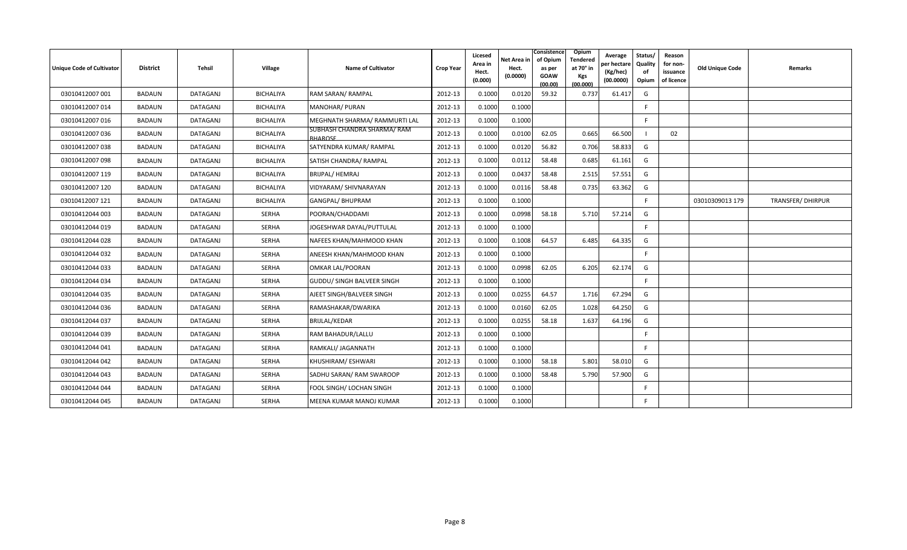| Unique Code of Cultivator | District | Tehsil | Village | Name of Cultivator | Crop Year | Licesed Area in Hect. (0.000) | Net Area in Hect. (0.0000) | Consistence of Opium as per GOAW (00.00) | Opium Tendered at 70° in Kgs (00.000) | Average per hectare (Kg/hec) (00.0000) | Status/ Quality of Opium | Reason for non-issuance of licence | Old Unique Code | Remarks |
|---|---|---|---|---|---|---|---|---|---|---|---|---|---|---|
| 03010412007 001 | BADAUN | DATAGANJ | BICHALIYA | RAM SARAN/ RAMPAL | 2012-13 | 0.1000 | 0.0120 | 59.32 | 0.737 | 61.417 | G | | | |
| 03010412007 014 | BADAUN | DATAGANJ | BICHALIYA | MANOHAR/ PURAN | 2012-13 | 0.1000 | 0.1000 | | | | F | | | |
| 03010412007 016 | BADAUN | DATAGANJ | BICHALIYA | MEGHNATH SHARMA/ RAMMURTI LAL | 2012-13 | 0.1000 | 0.1000 | | | | F | | | |
| 03010412007 036 | BADAUN | DATAGANJ | BICHALIYA | SUBHASH CHANDRA SHARMA/ RAM BHAROSE | 2012-13 | 0.1000 | 0.0100 | 62.05 | 0.665 | 66.500 | I | 02 | | |
| 03010412007 038 | BADAUN | DATAGANJ | BICHALIYA | SATYENDRA KUMAR/ RAMPAL | 2012-13 | 0.1000 | 0.0120 | 56.82 | 0.706 | 58.833 | G | | | |
| 03010412007 098 | BADAUN | DATAGANJ | BICHALIYA | SATISH CHANDRA/ RAMPAL | 2012-13 | 0.1000 | 0.0112 | 58.48 | 0.685 | 61.161 | G | | | |
| 03010412007 119 | BADAUN | DATAGANJ | BICHALIYA | BRIJPAL/ HEMRAJ | 2012-13 | 0.1000 | 0.0437 | 58.48 | 2.515 | 57.551 | G | | | |
| 03010412007 120 | BADAUN | DATAGANJ | BICHALIYA | VIDYARAM/ SHIVNARAYAN | 2012-13 | 0.1000 | 0.0116 | 58.48 | 0.735 | 63.362 | G | | | |
| 03010412007 121 | BADAUN | DATAGANJ | BICHALIYA | GANGPAL/ BHUPRAM | 2012-13 | 0.1000 | 0.1000 | | | | F | | 03010309013 179 | TRANSFER/ DHIRPUR |
| 03010412044 003 | BADAUN | DATAGANJ | SERHA | POORAN/CHADDAMI | 2012-13 | 0.1000 | 0.0998 | 58.18 | 5.710 | 57.214 | G | | | |
| 03010412044 019 | BADAUN | DATAGANJ | SERHA | JOGESHWAR DAYAL/PUTTULAL | 2012-13 | 0.1000 | 0.1000 | | | | F | | | |
| 03010412044 028 | BADAUN | DATAGANJ | SERHA | NAFEES KHAN/MAHMOOD KHAN | 2012-13 | 0.1000 | 0.1008 | 64.57 | 6.485 | 64.335 | G | | | |
| 03010412044 032 | BADAUN | DATAGANJ | SERHA | ANEESH KHAN/MAHMOOD KHAN | 2012-13 | 0.1000 | 0.1000 | | | | F | | | |
| 03010412044 033 | BADAUN | DATAGANJ | SERHA | OMKAR LAL/POORAN | 2012-13 | 0.1000 | 0.0998 | 62.05 | 6.205 | 62.174 | G | | | |
| 03010412044 034 | BADAUN | DATAGANJ | SERHA | GUDDU/ SINGH BALVEER SINGH | 2012-13 | 0.1000 | 0.1000 | | | | F | | | |
| 03010412044 035 | BADAUN | DATAGANJ | SERHA | AJEET SINGH/BALVEER SINGH | 2012-13 | 0.1000 | 0.0255 | 64.57 | 1.716 | 67.294 | G | | | |
| 03010412044 036 | BADAUN | DATAGANJ | SERHA | RAMASHAKAR/DWARIKA | 2012-13 | 0.1000 | 0.0160 | 62.05 | 1.028 | 64.250 | G | | | |
| 03010412044 037 | BADAUN | DATAGANJ | SERHA | BRIJLAL/KEDAR | 2012-13 | 0.1000 | 0.0255 | 58.18 | 1.637 | 64.196 | G | | | |
| 03010412044 039 | BADAUN | DATAGANJ | SERHA | RAM BAHADUR/LALLU | 2012-13 | 0.1000 | 0.1000 | | | | F | | | |
| 03010412044 041 | BADAUN | DATAGANJ | SERHA | RAMKALI/ JAGANNATH | 2012-13 | 0.1000 | 0.1000 | | | | F | | | |
| 03010412044 042 | BADAUN | DATAGANJ | SERHA | KHUSHIRAM/ ESHWARI | 2012-13 | 0.1000 | 0.1000 | 58.18 | 5.801 | 58.010 | G | | | |
| 03010412044 043 | BADAUN | DATAGANJ | SERHA | SADHU SARAN/ RAM SWAROOP | 2012-13 | 0.1000 | 0.1000 | 58.48 | 5.790 | 57.900 | G | | | |
| 03010412044 044 | BADAUN | DATAGANJ | SERHA | FOOL SINGH/ LOCHAN SINGH | 2012-13 | 0.1000 | 0.1000 | | | | F | | | |
| 03010412044 045 | BADAUN | DATAGANJ | SERHA | MEENA KUMAR MANOJ KUMAR | 2012-13 | 0.1000 | 0.1000 | | | | F | | | |